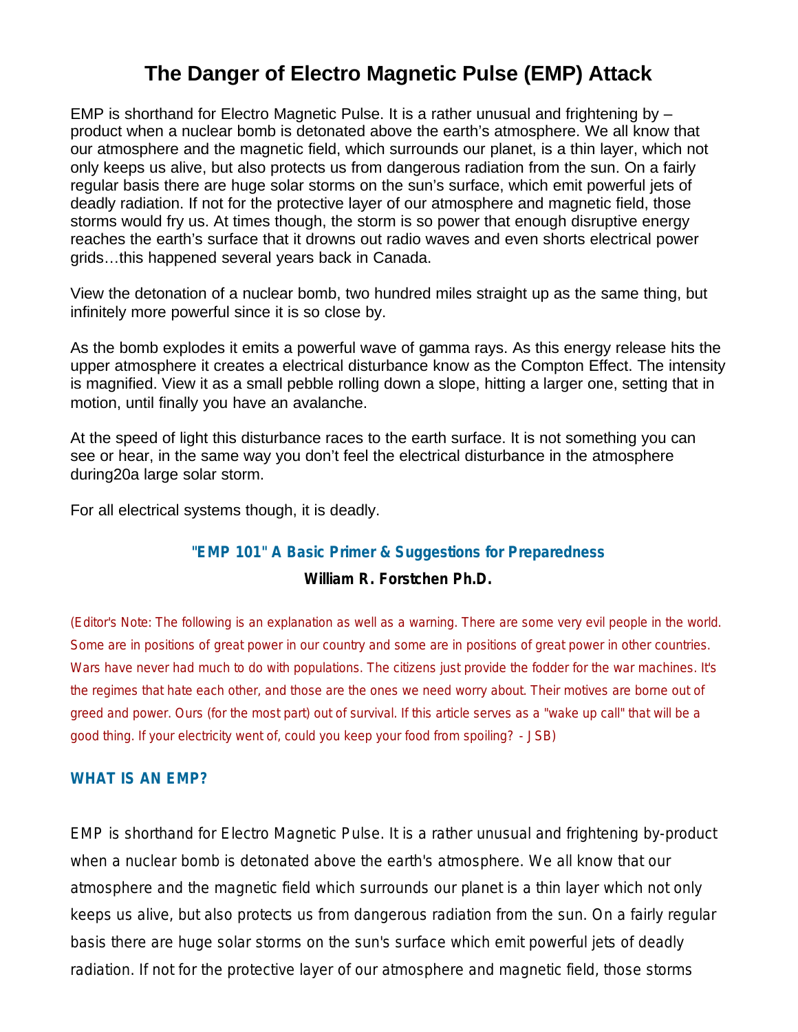# The Danger of Electro Magnetic Pulse (EMP) Attack

EMP is shorthand for Electro Magnetic Pulse. It is a rather unusual and frightening by – product when a nuclear bomb is detonated above the earth's atmosphere. We all know that our atmosphere and the magnetic field, which surrounds our planet, is a thin layer, which not only keeps us alive, but also protects us from dangerous radiation from the sun. On a fairly regular basis there are huge solar storms on the sun's surface, which emit powerful jets of deadly radiation. If not for the protective layer of our atmosphere and magnetic field, those storms would fry us. At times though, the storm is so power that enough disruptive energy reaches the earth's surface that it drowns out radio waves and even shorts electrical power grids…this happened several years back in Canada.

View the detonation of a nuclear bomb, two hundred miles straight up as the same thing, but infinitely more powerful since it is so close by.

As the bomb explodes it emits a powerful wave of gamma rays. As this energy release hits the upper atmosphere it creates a electrical disturbance know as the Compton Effect. The intensity is magnified. View it as a small pebble rolling down a slope, hitting a larger one, setting that in motion, until finally you have an avalanche.

At the speed of light this disturbance races to the earth surface. It is not something you can see or hear, in the same way you don't feel the electrical disturbance in the atmosphere during20a large solar storm.

For all electrical systems though, it is deadly.

## "EMP 101" A Basic Primer & Suggestions for Preparedness

**William R. Forstchen Ph.D.**

(Editor's Note: The following is an explanation as well as a warning. There are some very evil people in the world. Some are in positions of great power in our country and some are in positions of great power in other countries. Wars have never had much to do with populations. The citizens just provide the fodder for the war machines. It's the regimes that hate each other, and those are the ones we need worry about. Their motives are borne out of greed and power. Ours (for the most part) out of survival. If this article serves as a "wake up call" that will be a good thing. If your electricity went of, could you keep your food from spoiling? - JSB)

### WHAT IS AN EMP?

EMP is shorthand for Electro Magnetic Pulse. It is a rather unusual and frightening by-product when a nuclear bomb is detonated above the earth's atmosphere. We all know that our atmosphere and the magnetic field which surrounds our planet is a thin layer which not only keeps us alive, but also protects us from dangerous radiation from the sun. On a fairly regular basis there are huge solar storms on the sun's surface which emit powerful jets of deadly radiation. If not for the protective layer of our atmosphere and magnetic field, those storms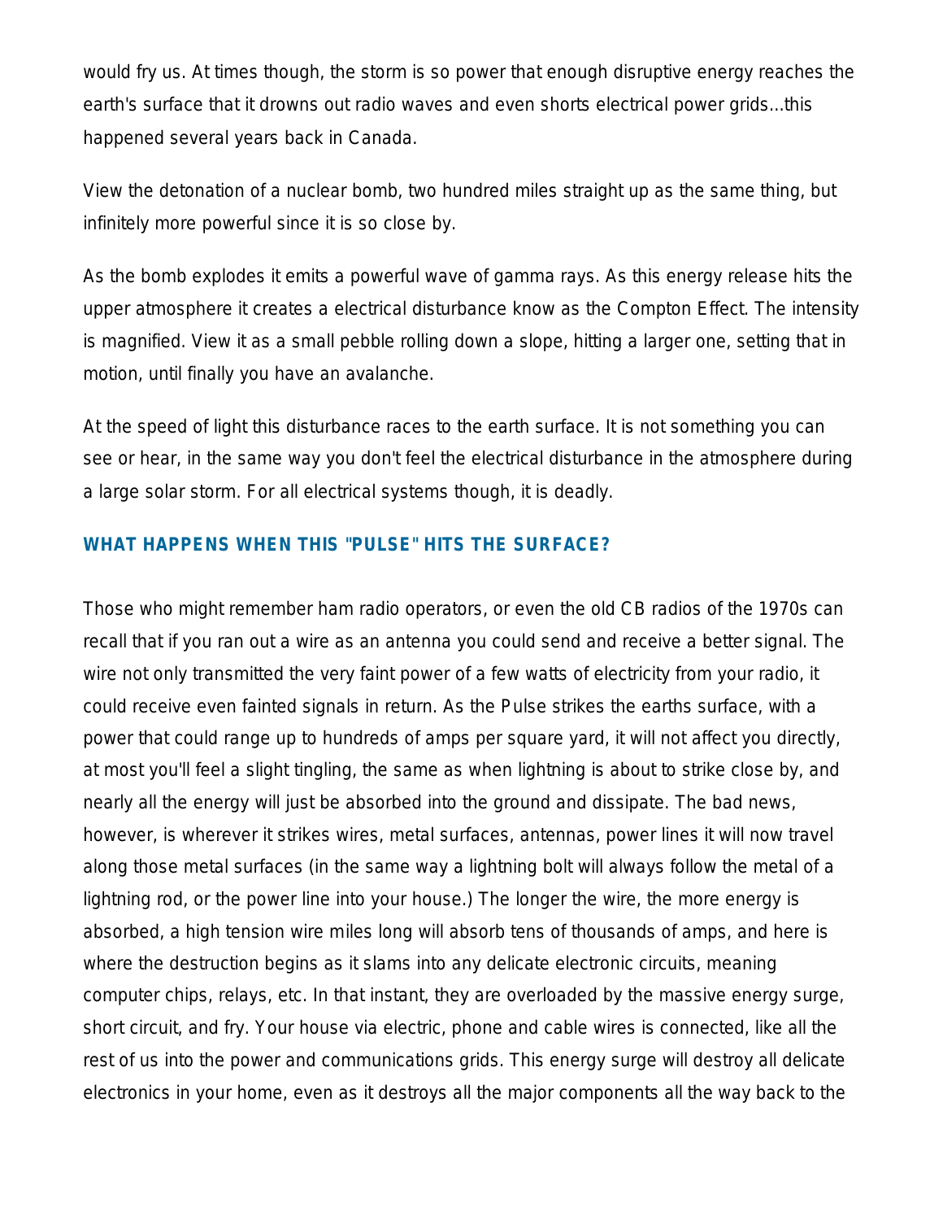would fry us. At times though, the storm is so power that enough disruptive energy reaches the earth's surface that it drowns out radio waves and even shorts electrical power grids...this happened several years back in Canada.

View the detonation of a nuclear bomb, two hundred miles straight up as the same thing, but infinitely more powerful since it is so close by.

As the bomb explodes it emits a powerful wave of gamma rays. As this energy release hits the upper atmosphere it creates a electrical disturbance know as the Compton Effect. The intensity is magnified. View it as a small pebble rolling down a slope, hitting a larger one, setting that in motion, until finally you have an avalanche.

At the speed of light this disturbance races to the earth surface. It is not something you can see or hear, in the same way you don't feel the electrical disturbance in the atmosphere during a large solar storm. For all electrical systems though, it is deadly.

### WHAT HAPPENS WHEN THIS "PULSE" HITS THE SURFACE?

Those who might remember ham radio operators, or even the old CB radios of the 1970s can recall that if you ran out a wire as an antenna you could send and receive a better signal. The wire not only transmitted the very faint power of a few watts of electricity from your radio, it could receive even fainted signals in return. As the Pulse strikes the earths surface, with a power that could range up to hundreds of amps per square yard, it will not affect you directly, at most you'll feel a slight tingling, the same as when lightning is about to strike close by, and nearly all the energy will just be absorbed into the ground and dissipate. The bad news, however, is wherever it strikes wires, metal surfaces, antennas, power lines it will now travel along those metal surfaces (in the same way a lightning bolt will always follow the metal of a lightning rod, or the power line into your house.) The longer the wire, the more energy is absorbed, a high tension wire miles long will absorb tens of thousands of amps, and here is where the destruction begins as it slams into any delicate electronic circuits, meaning computer chips, relays, etc. In that instant, they are overloaded by the massive energy surge, short circuit, and fry. Your house via electric, phone and cable wires is connected, like all the rest of us into the power and communications grids. This energy surge will destroy all delicate electronics in your home, even as it destroys all the major components all the way back to the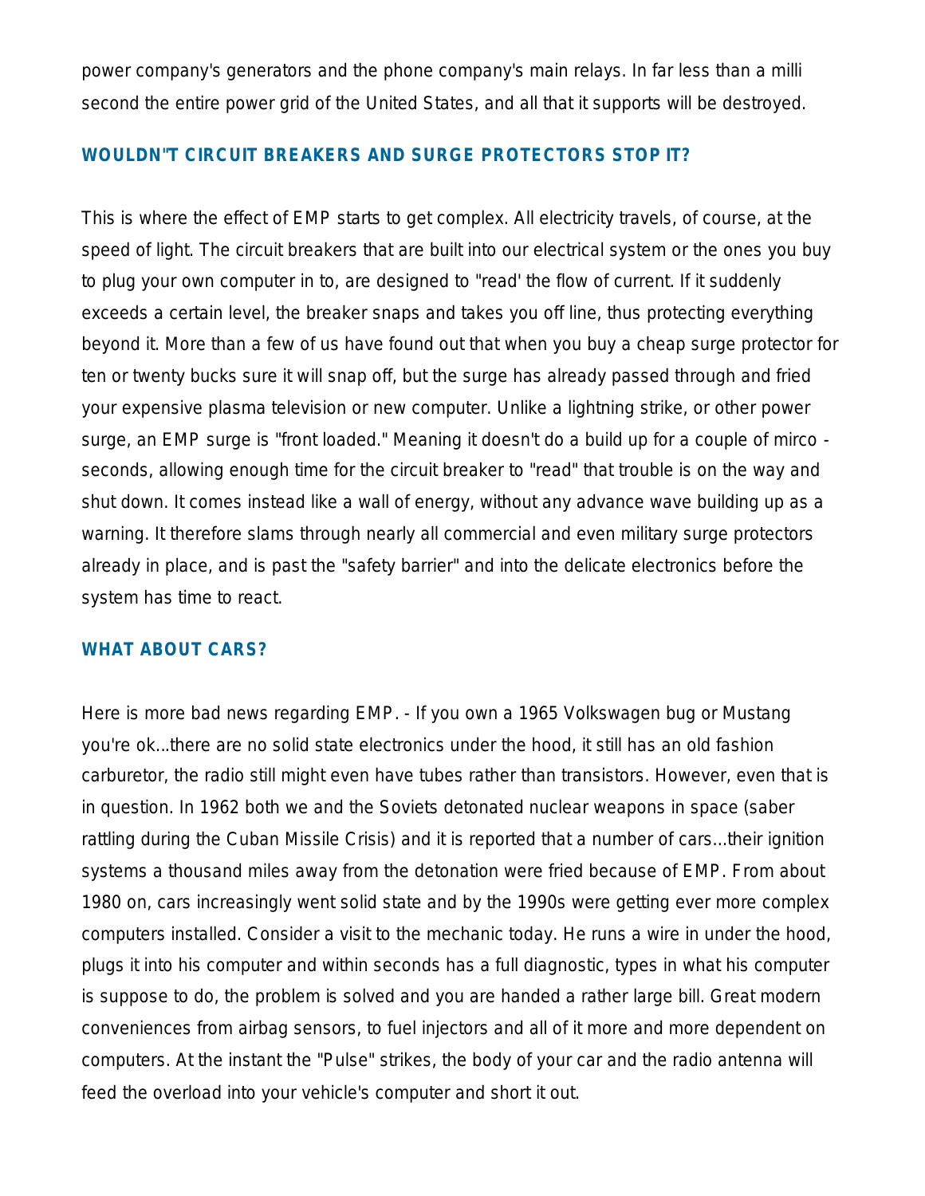power company's generators and the phone company's main relays. In far less than a milli second the entire power grid of the United States, and all that it supports will be destroyed.

## WOULDN"T CIRCUIT BREAKERS AND SURGE PROTECTORS STOP IT?

This is where the effect of EMP starts to get complex. All electricity travels, of course, at the speed of light. The circuit breakers that are built into our electrical system or the ones you buy to plug your own computer in to, are designed to "read' the flow of current. If it suddenly exceeds a certain level, the breaker snaps and takes you off line, thus protecting everything beyond it. More than a few of us have found out that when you buy a cheap surge protector for ten or twenty bucks sure it will snap off, but the surge has already passed through and fried your expensive plasma television or new computer. Unlike a lightning strike, or other power surge, an EMP surge is "front loaded." Meaning it doesn't do a build up for a couple of mirco - seconds, allowing enough time for the circuit breaker to "read" that trouble is on the way and shut down. It comes instead like a wall of energy, without any advance wave building up as a warning. It therefore slams through nearly all commercial and even military surge protectors already in place, and is past the "safety barrier" and into the delicate electronics before the system has time to react.

## WHAT ABOUT CARS?

Here is more bad news regarding EMP. - If you own a 1965 Volkswagen bug or Mustang you're ok...there are no solid state electronics under the hood, it still has an old fashion carburetor, the radio still might even have tubes rather than transistors. However, even that is in question. In 1962 both we and the Soviets detonated nuclear weapons in space (saber rattling during the Cuban Missile Crisis) and it is reported that a number of cars...their ignition systems a thousand miles away from the detonation were fried because of EMP. From about 1980 on, cars increasingly went solid state and by the 1990s were getting ever more complex computers installed. Consider a visit to the mechanic today. He runs a wire in under the hood, plugs it into his computer and within seconds has a full diagnostic, types in what his computer is suppose to do, the problem is solved and you are handed a rather large bill. Great modern conveniences from airbag sensors, to fuel injectors and all of it more and more dependent on computers. At the instant the "Pulse" strikes, the body of your car and the radio antenna will feed the overload into your vehicle's computer and short it out.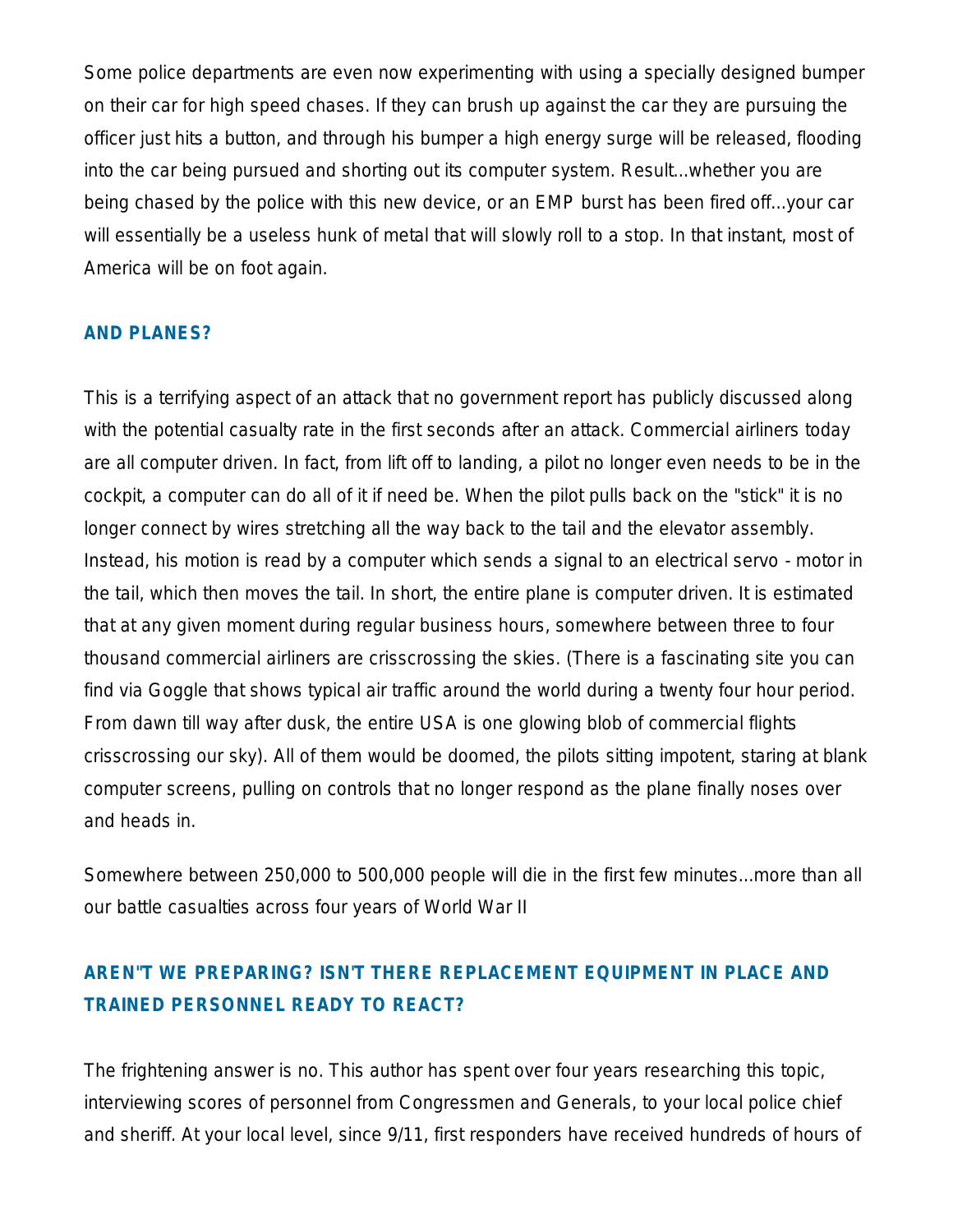Some police departments are even now experimenting with using a specially designed bumper on their car for high speed chases. If they can brush up against the car they are pursuing the officer just hits a button, and through his bumper a high energy surge will be released, flooding into the car being pursued and shorting out its computer system. Result...whether you are being chased by the police with this new device, or an EMP burst has been fired off...your car will essentially be a useless hunk of metal that will slowly roll to a stop. In that instant, most of America will be on foot again.

### AND PLANES?

This is a terrifying aspect of an attack that no government report has publicly discussed along with the potential casualty rate in the first seconds after an attack. Commercial airliners today are all computer driven. In fact, from lift off to landing, a pilot no longer even needs to be in the cockpit, a computer can do all of it if need be. When the pilot pulls back on the "stick" it is no longer connect by wires stretching all the way back to the tail and the elevator assembly. Instead, his motion is read by a computer which sends a signal to an electrical servo - motor in the tail, which then moves the tail. In short, the entire plane is computer driven. It is estimated that at any given moment during regular business hours, somewhere between three to four thousand commercial airliners are crisscrossing the skies. (There is a fascinating site you can find via Goggle that shows typical air traffic around the world during a twenty four hour period. From dawn till way after dusk, the entire USA is one glowing blob of commercial flights crisscrossing our sky). All of them would be doomed, the pilots sitting impotent, staring at blank computer screens, pulling on controls that no longer respond as the plane finally noses over and heads in.

Somewhere between 250,000 to 500,000 people will die in the first few minutes...more than all our battle casualties across four years of World War II

### AREN"T WE PREPARING? ISN'T THERE REPLACEMENT EQUIPMENT IN PLACE AND TRAINED PERSONNEL READY TO REACT?

The frightening answer is no. This author has spent over four years researching this topic, interviewing scores of personnel from Congressmen and Generals, to your local police chief and sheriff. At your local level, since 9/11, first responders have received hundreds of hours of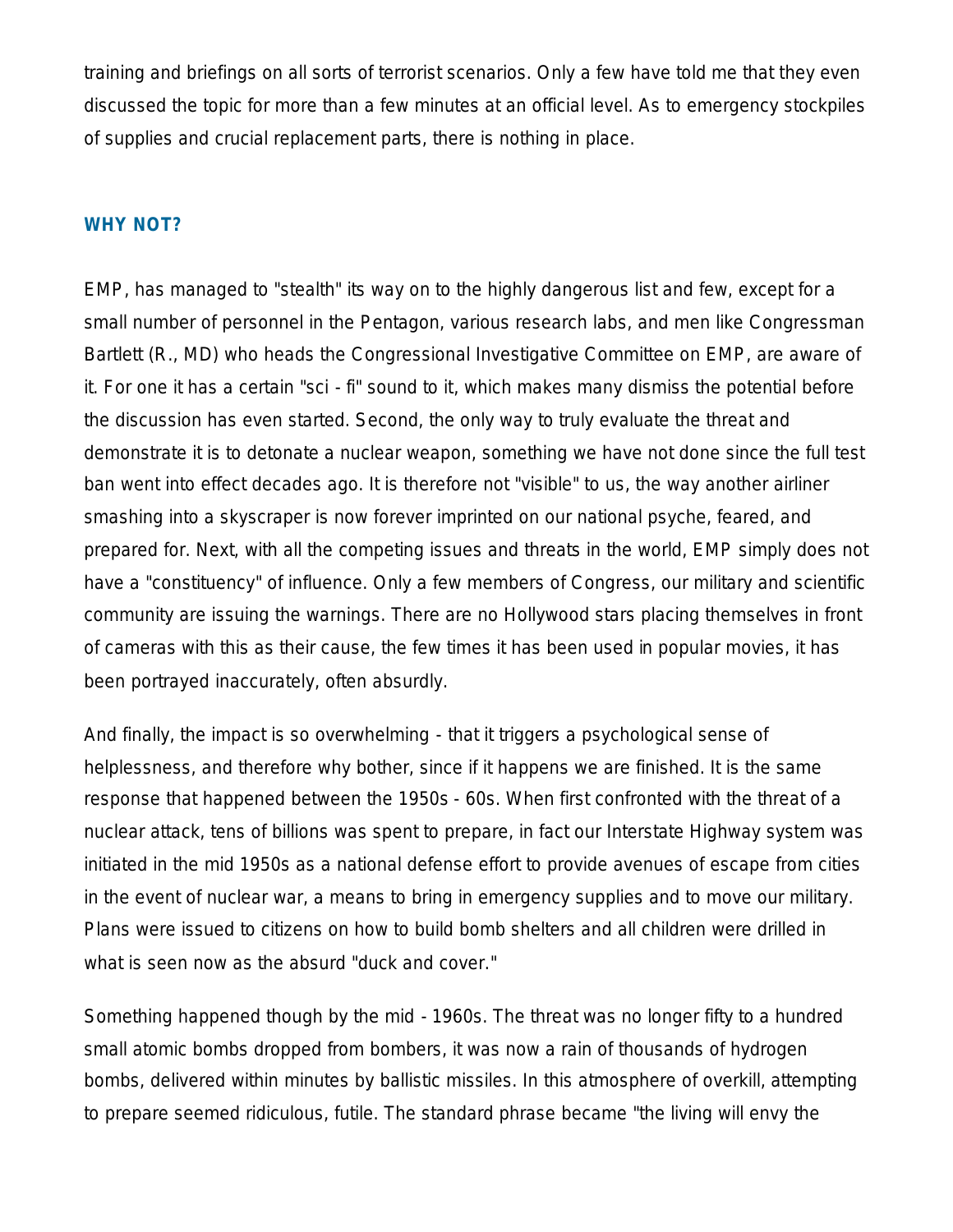training and briefings on all sorts of terrorist scenarios. Only a few have told me that they even discussed the topic for more than a few minutes at an official level. As to emergency stockpiles of supplies and crucial replacement parts, there is nothing in place.

### WHY NOT?

EMP, has managed to "stealth" its way on to the highly dangerous list and few, except for a small number of personnel in the Pentagon, various research labs, and men like Congressman Bartlett (R., MD) who heads the Congressional Investigative Committee on EMP, are aware of it. For one it has a certain "sci - fi" sound to it, which makes many dismiss the potential before the discussion has even started. Second, the only way to truly evaluate the threat and demonstrate it is to detonate a nuclear weapon, something we have not done since the full test ban went into effect decades ago. It is therefore not "visible" to us, the way another airliner smashing into a skyscraper is now forever imprinted on our national psyche, feared, and prepared for. Next, with all the competing issues and threats in the world, EMP simply does not have a "constituency" of influence. Only a few members of Congress, our military and scientific community are issuing the warnings. There are no Hollywood stars placing themselves in front of cameras with this as their cause, the few times it has been used in popular movies, it has been portrayed inaccurately, often absurdly.

And finally, the impact is so overwhelming - that it triggers a psychological sense of helplessness, and therefore why bother, since if it happens we are finished. It is the same response that happened between the 1950s - 60s. When first confronted with the threat of a nuclear attack, tens of billions was spent to prepare, in fact our Interstate Highway system was initiated in the mid 1950s as a national defense effort to provide avenues of escape from cities in the event of nuclear war, a means to bring in emergency supplies and to move our military. Plans were issued to citizens on how to build bomb shelters and all children were drilled in what is seen now as the absurd "duck and cover."

Something happened though by the mid - 1960s. The threat was no longer fifty to a hundred small atomic bombs dropped from bombers, it was now a rain of thousands of hydrogen bombs, delivered within minutes by ballistic missiles. In this atmosphere of overkill, attempting to prepare seemed ridiculous, futile. The standard phrase became "the living will envy the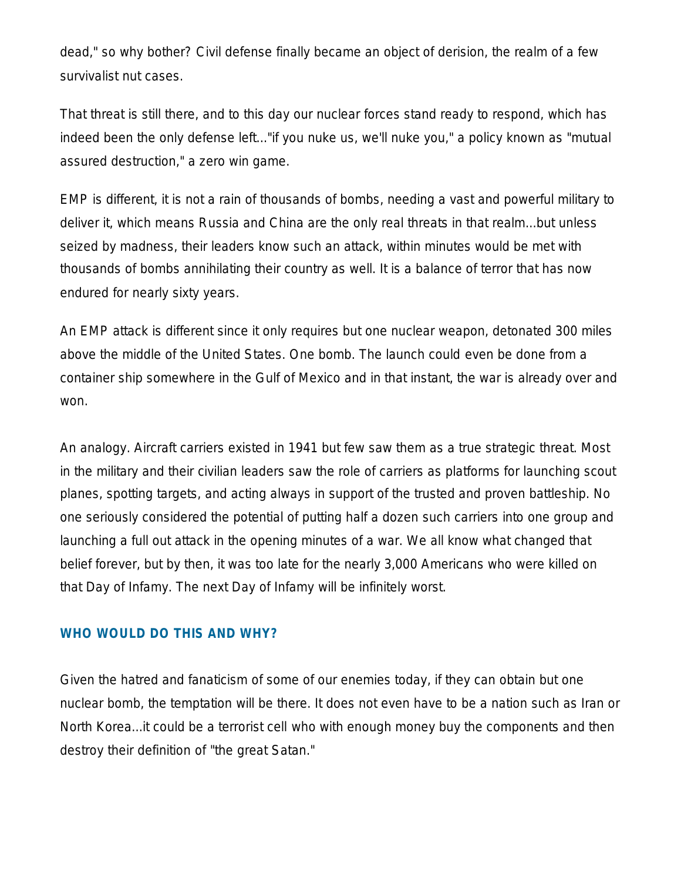dead," so why bother? Civil defense finally became an object of derision, the realm of a few survivalist nut cases.

That threat is still there, and to this day our nuclear forces stand ready to respond, which has indeed been the only defense left..."if you nuke us, we'll nuke you," a policy known as "mutual assured destruction," a zero win game.

EMP is different, it is not a rain of thousands of bombs, needing a vast and powerful military to deliver it, which means Russia and China are the only real threats in that realm...but unless seized by madness, their leaders know such an attack, within minutes would be met with thousands of bombs annihilating their country as well. It is a balance of terror that has now endured for nearly sixty years.

An EMP attack is different since it only requires but one nuclear weapon, detonated 300 miles above the middle of the United States. One bomb. The launch could even be done from a container ship somewhere in the Gulf of Mexico and in that instant, the war is already over and won.

An analogy. Aircraft carriers existed in 1941 but few saw them as a true strategic threat. Most in the military and their civilian leaders saw the role of carriers as platforms for launching scout planes, spotting targets, and acting always in support of the trusted and proven battleship. No one seriously considered the potential of putting half a dozen such carriers into one group and launching a full out attack in the opening minutes of a war. We all know what changed that belief forever, but by then, it was too late for the nearly 3,000 Americans who were killed on that Day of Infamy. The next Day of Infamy will be infinitely worst.

## WHO WOULD DO THIS AND WHY?

Given the hatred and fanaticism of some of our enemies today, if they can obtain but one nuclear bomb, the temptation will be there. It does not even have to be a nation such as Iran or North Korea...it could be a terrorist cell who with enough money buy the components and then destroy their definition of "the great Satan."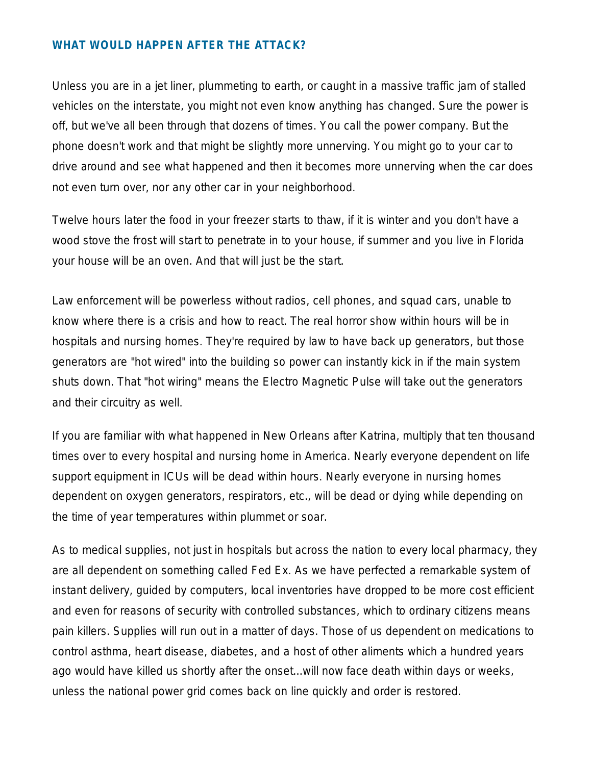## WHAT WOULD HAPPEN AFTER THE ATTACK?

Unless you are in a jet liner, plummeting to earth, or caught in a massive traffic jam of stalled vehicles on the interstate, you might not even know anything has changed. Sure the power is off, but we've all been through that dozens of times. You call the power company. But the phone doesn't work and that might be slightly more unnerving. You might go to your car to drive around and see what happened and then it becomes more unnerving when the car does not even turn over, nor any other car in your neighborhood.

Twelve hours later the food in your freezer starts to thaw, if it is winter and you don't have a wood stove the frost will start to penetrate in to your house, if summer and you live in Florida your house will be an oven. And that will just be the start.

Law enforcement will be powerless without radios, cell phones, and squad cars, unable to know where there is a crisis and how to react. The real horror show within hours will be in hospitals and nursing homes. They're required by law to have back up generators, but those generators are "hot wired" into the building so power can instantly kick in if the main system shuts down. That "hot wiring" means the Electro Magnetic Pulse will take out the generators and their circuitry as well.

If you are familiar with what happened in New Orleans after Katrina, multiply that ten thousand times over to every hospital and nursing home in America. Nearly everyone dependent on life support equipment in ICUs will be dead within hours. Nearly everyone in nursing homes dependent on oxygen generators, respirators, etc., will be dead or dying while depending on the time of year temperatures within plummet or soar.

As to medical supplies, not just in hospitals but across the nation to every local pharmacy, they are all dependent on something called Fed Ex. As we have perfected a remarkable system of instant delivery, guided by computers, local inventories have dropped to be more cost efficient and even for reasons of security with controlled substances, which to ordinary citizens means pain killers. Supplies will run out in a matter of days. Those of us dependent on medications to control asthma, heart disease, diabetes, and a host of other aliments which a hundred years ago would have killed us shortly after the onset...will now face death within days or weeks, unless the national power grid comes back on line quickly and order is restored.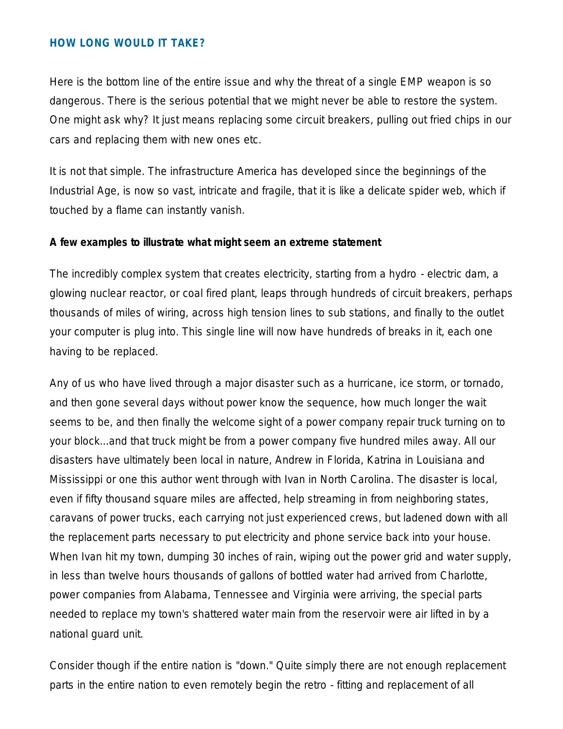## HOW LONG WOULD IT TAKE?

Here is the bottom line of the entire issue and why the threat of a single EMP weapon is so dangerous. There is the serious potential that we might never be able to restore the system. One might ask why? It just means replacing some circuit breakers, pulling out fried chips in our cars and replacing them with new ones etc.

It is not that simple. The infrastructure America has developed since the beginnings of the Industrial Age, is now so vast, intricate and fragile, that it is like a delicate spider web, which if touched by a flame can instantly vanish.

**A few examples to illustrate what might seem an extreme statement**

The incredibly complex system that creates electricity, starting from a hydro - electric dam, a glowing nuclear reactor, or coal fired plant, leaps through hundreds of circuit breakers, perhaps thousands of miles of wiring, across high tension lines to sub stations, and finally to the outlet your computer is plug into. This single line will now have hundreds of breaks in it, each one having to be replaced.

Any of us who have lived through a major disaster such as a hurricane, ice storm, or tornado, and then gone several days without power know the sequence, how much longer the wait seems to be, and then finally the welcome sight of a power company repair truck turning on to your block...and that truck might be from a power company five hundred miles away. All our disasters have ultimately been local in nature, Andrew in Florida, Katrina in Louisiana and Mississippi or one this author went through with Ivan in North Carolina. The disaster is local, even if fifty thousand square miles are affected, help streaming in from neighboring states, caravans of power trucks, each carrying not just experienced crews, but ladened down with all the replacement parts necessary to put electricity and phone service back into your house. When Ivan hit my town, dumping 30 inches of rain, wiping out the power grid and water supply, in less than twelve hours thousands of gallons of bottled water had arrived from Charlotte, power companies from Alabama, Tennessee and Virginia were arriving, the special parts needed to replace my town's shattered water main from the reservoir were air lifted in by a national guard unit.

Consider though if the entire nation is "down." Quite simply there are not enough replacement parts in the entire nation to even remotely begin the retro - fitting and replacement of all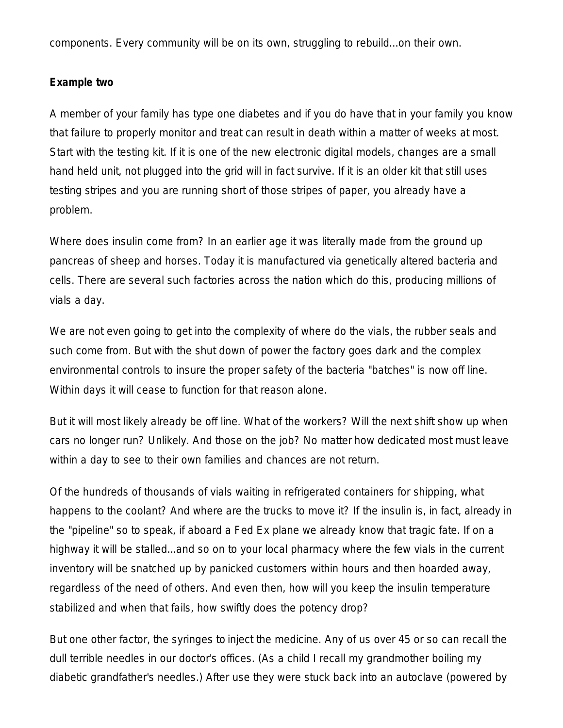components. Every community will be on its own, struggling to rebuild...on their own.

**Example two**

A member of your family has type one diabetes and if you do have that in your family you know that failure to properly monitor and treat can result in death within a matter of weeks at most. Start with the testing kit. If it is one of the new electronic digital models, changes are a small hand held unit, not plugged into the grid will in fact survive. If it is an older kit that still uses testing stripes and you are running short of those stripes of paper, you already have a problem.

Where does insulin come from? In an earlier age it was literally made from the ground up pancreas of sheep and horses. Today it is manufactured via genetically altered bacteria and cells. There are several such factories across the nation which do this, producing millions of vials a day.

We are not even going to get into the complexity of where do the vials, the rubber seals and such come from. But with the shut down of power the factory goes dark and the complex environmental controls to insure the proper safety of the bacteria "batches" is now off line. Within days it will cease to function for that reason alone.

But it will most likely already be off line. What of the workers? Will the next shift show up when cars no longer run? Unlikely. And those on the job? No matter how dedicated most must leave within a day to see to their own families and chances are not return.

Of the hundreds of thousands of vials waiting in refrigerated containers for shipping, what happens to the coolant? And where are the trucks to move it? If the insulin is, in fact, already in the "pipeline" so to speak, if aboard a Fed Ex plane we already know that tragic fate. If on a highway it will be stalled...and so on to your local pharmacy where the few vials in the current inventory will be snatched up by panicked customers within hours and then hoarded away, regardless of the need of others. And even then, how will you keep the insulin temperature stabilized and when that fails, how swiftly does the potency drop?

But one other factor, the syringes to inject the medicine. Any of us over 45 or so can recall the dull terrible needles in our doctor's offices. (As a child I recall my grandmother boiling my diabetic grandfather's needles.) After use they were stuck back into an autoclave (powered by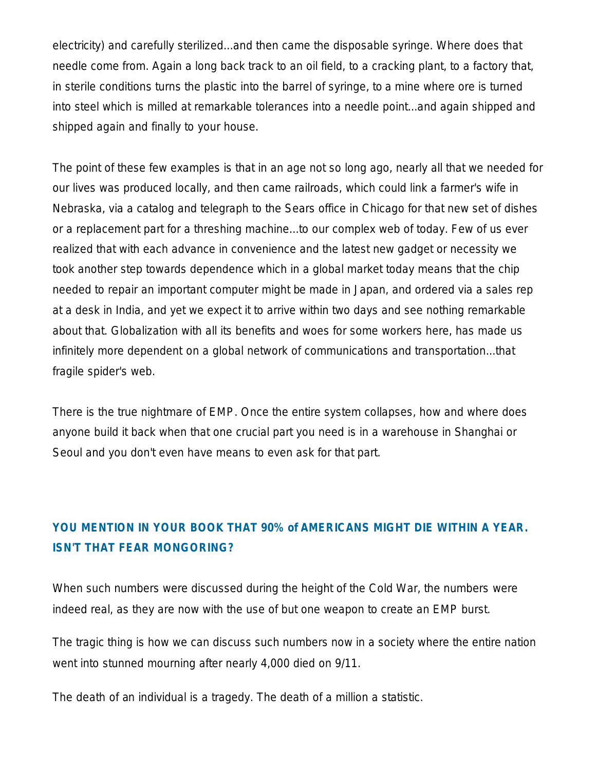electricity) and carefully sterilized...and then came the disposable syringe. Where does that needle come from. Again a long back track to an oil field, to a cracking plant, to a factory that, in sterile conditions turns the plastic into the barrel of syringe, to a mine where ore is turned into steel which is milled at remarkable tolerances into a needle point...and again shipped and shipped again and finally to your house.

The point of these few examples is that in an age not so long ago, nearly all that we needed for our lives was produced locally, and then came railroads, which could link a farmer's wife in Nebraska, via a catalog and telegraph to the Sears office in Chicago for that new set of dishes or a replacement part for a threshing machine...to our complex web of today. Few of us ever realized that with each advance in convenience and the latest new gadget or necessity we took another step towards dependence which in a global market today means that the chip needed to repair an important computer might be made in Japan, and ordered via a sales rep at a desk in India, and yet we expect it to arrive within two days and see nothing remarkable about that. Globalization with all its benefits and woes for some workers here, has made us infinitely more dependent on a global network of communications and transportation...that fragile spider's web.

There is the true nightmare of EMP. Once the entire system collapses, how and where does anyone build it back when that one crucial part you need is in a warehouse in Shanghai or Seoul and you don't even have means to even ask for that part.

## YOU MENTION IN YOUR BOOK THAT 90% of AMERICANS MIGHT DIE WITHIN A YEAR. ISN'T THAT FEAR MONGORING?

When such numbers were discussed during the height of the Cold War, the numbers were indeed real, as they are now with the use of but one weapon to create an EMP burst.

The tragic thing is how we can discuss such numbers now in a society where the entire nation went into stunned mourning after nearly 4,000 died on 9/11.

The death of an individual is a tragedy. The death of a million a statistic.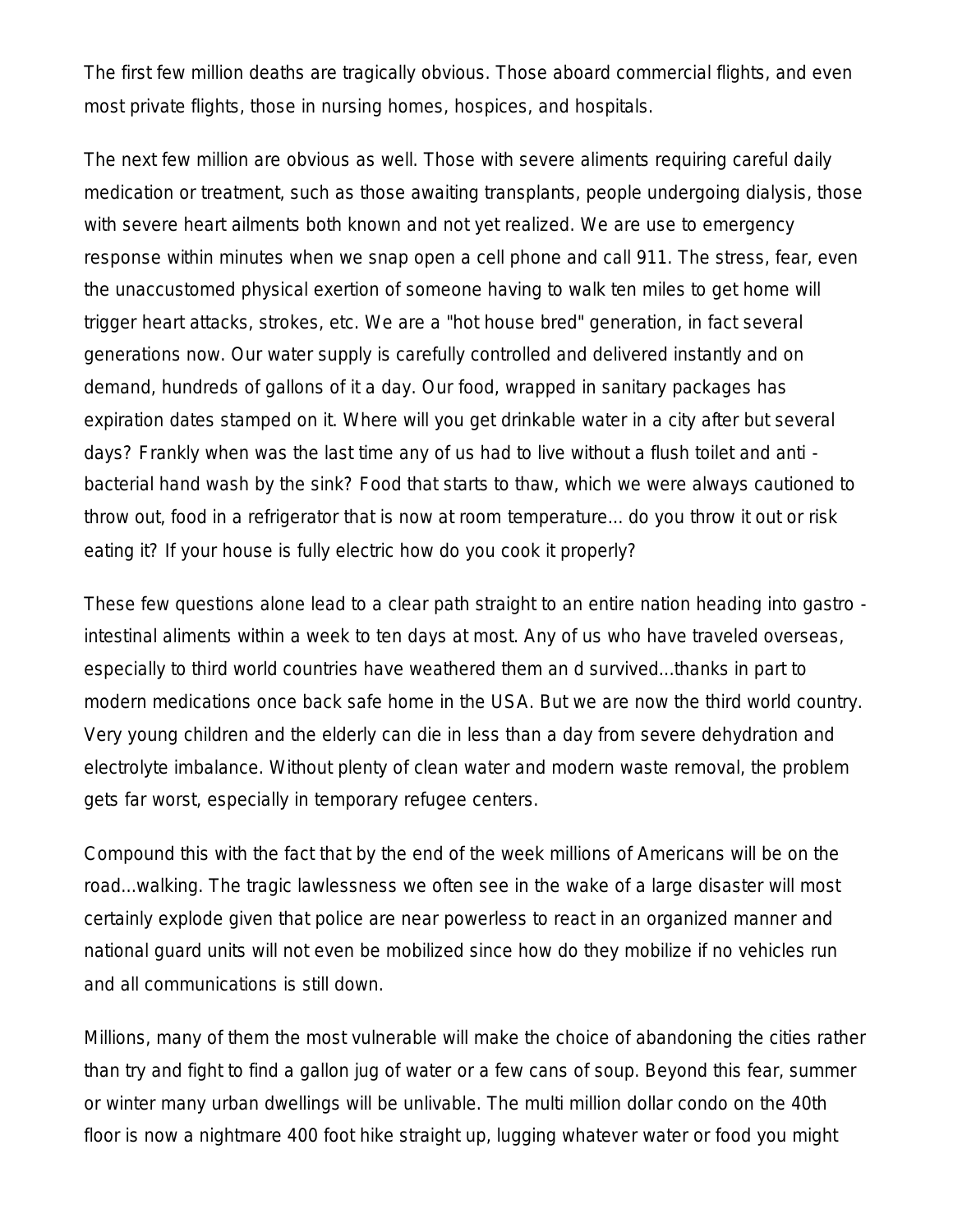The first few million deaths are tragically obvious. Those aboard commercial flights, and even most private flights, those in nursing homes, hospices, and hospitals.

The next few million are obvious as well. Those with severe aliments requiring careful daily medication or treatment, such as those awaiting transplants, people undergoing dialysis, those with severe heart ailments both known and not yet realized. We are use to emergency response within minutes when we snap open a cell phone and call 911. The stress, fear, even the unaccustomed physical exertion of someone having to walk ten miles to get home will trigger heart attacks, strokes, etc. We are a "hot house bred" generation, in fact several generations now. Our water supply is carefully controlled and delivered instantly and on demand, hundreds of gallons of it a day. Our food, wrapped in sanitary packages has expiration dates stamped on it. Where will you get drinkable water in a city after but several days? Frankly when was the last time any of us had to live without a flush toilet and anti - bacterial hand wash by the sink? Food that starts to thaw, which we were always cautioned to throw out, food in a refrigerator that is now at room temperature... do you throw it out or risk eating it? If your house is fully electric how do you cook it properly?

These few questions alone lead to a clear path straight to an entire nation heading into gastro - intestinal aliments within a week to ten days at most. Any of us who have traveled overseas, especially to third world countries have weathered them an d survived...thanks in part to modern medications once back safe home in the USA. But we are now the third world country. Very young children and the elderly can die in less than a day from severe dehydration and electrolyte imbalance. Without plenty of clean water and modern waste removal, the problem gets far worst, especially in temporary refugee centers.

Compound this with the fact that by the end of the week millions of Americans will be on the road...walking. The tragic lawlessness we often see in the wake of a large disaster will most certainly explode given that police are near powerless to react in an organized manner and national guard units will not even be mobilized since how do they mobilize if no vehicles run and all communications is still down.

Millions, many of them the most vulnerable will make the choice of abandoning the cities rather than try and fight to find a gallon jug of water or a few cans of soup. Beyond this fear, summer or winter many urban dwellings will be unlivable. The multi million dollar condo on the 40th floor is now a nightmare 400 foot hike straight up, lugging whatever water or food you might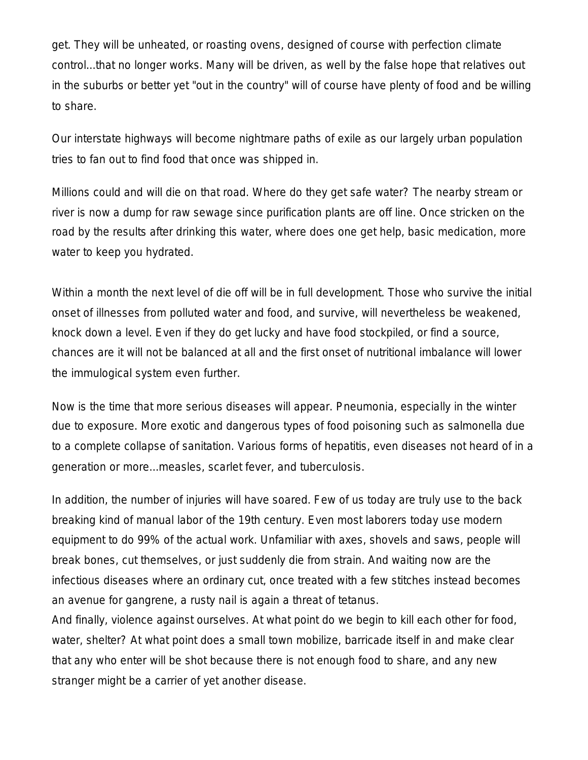get. They will be unheated, or roasting ovens, designed of course with perfection climate control...that no longer works. Many will be driven, as well by the false hope that relatives out in the suburbs or better yet "out in the country" will of course have plenty of food and be willing to share.

Our interstate highways will become nightmare paths of exile as our largely urban population tries to fan out to find food that once was shipped in.

Millions could and will die on that road. Where do they get safe water? The nearby stream or river is now a dump for raw sewage since purification plants are off line. Once stricken on the road by the results after drinking this water, where does one get help, basic medication, more water to keep you hydrated.

Within a month the next level of die off will be in full development. Those who survive the initial onset of illnesses from polluted water and food, and survive, will nevertheless be weakened, knock down a level. Even if they do get lucky and have food stockpiled, or find a source, chances are it will not be balanced at all and the first onset of nutritional imbalance will lower the immulogical system even further.

Now is the time that more serious diseases will appear. Pneumonia, especially in the winter due to exposure. More exotic and dangerous types of food poisoning such as salmonella due to a complete collapse of sanitation. Various forms of hepatitis, even diseases not heard of in a generation or more...measles, scarlet fever, and tuberculosis.

In addition, the number of injuries will have soared. Few of us today are truly use to the back breaking kind of manual labor of the 19th century. Even most laborers today use modern equipment to do 99% of the actual work. Unfamiliar with axes, shovels and saws, people will break bones, cut themselves, or just suddenly die from strain. And waiting now are the infectious diseases where an ordinary cut, once treated with a few stitches instead becomes an avenue for gangrene, a rusty nail is again a threat of tetanus.

And finally, violence against ourselves. At what point do we begin to kill each other for food, water, shelter? At what point does a small town mobilize, barricade itself in and make clear that any who enter will be shot because there is not enough food to share, and any new stranger might be a carrier of yet another disease.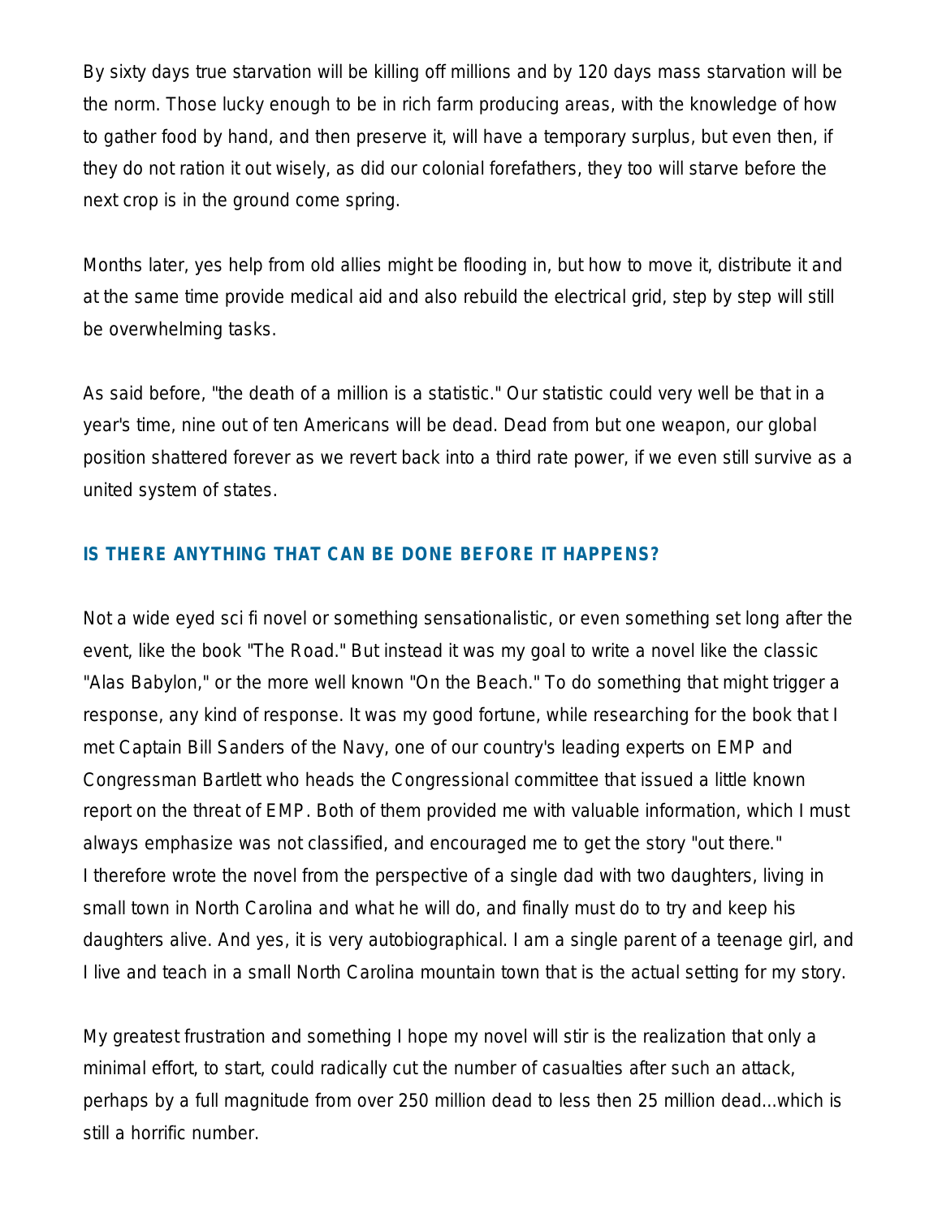By sixty days true starvation will be killing off millions and by 120 days mass starvation will be the norm. Those lucky enough to be in rich farm producing areas, with the knowledge of how to gather food by hand, and then preserve it, will have a temporary surplus, but even then, if they do not ration it out wisely, as did our colonial forefathers, they too will starve before the next crop is in the ground come spring.

Months later, yes help from old allies might be flooding in, but how to move it, distribute it and at the same time provide medical aid and also rebuild the electrical grid, step by step will still be overwhelming tasks.

As said before, "the death of a million is a statistic." Our statistic could very well be that in a year's time, nine out of ten Americans will be dead. Dead from but one weapon, our global position shattered forever as we revert back into a third rate power, if we even still survive as a united system of states.

## IS THERE ANYTHING THAT CAN BE DONE BEFORE IT HAPPENS?

Not a wide eyed sci fi novel or something sensationalistic, or even something set long after the event, like the book "The Road." But instead it was my goal to write a novel like the classic "Alas Babylon," or the more well known "On the Beach." To do something that might trigger a response, any kind of response. It was my good fortune, while researching for the book that I met Captain Bill Sanders of the Navy, one of our country's leading experts on EMP and Congressman Bartlett who heads the Congressional committee that issued a little known report on the threat of EMP. Both of them provided me with valuable information, which I must always emphasize was not classified, and encouraged me to get the story "out there."
I therefore wrote the novel from the perspective of a single dad with two daughters, living in small town in North Carolina and what he will do, and finally must do to try and keep his daughters alive. And yes, it is very autobiographical. I am a single parent of a teenage girl, and I live and teach in a small North Carolina mountain town that is the actual setting for my story.

My greatest frustration and something I hope my novel will stir is the realization that only a minimal effort, to start, could radically cut the number of casualties after such an attack, perhaps by a full magnitude from over 250 million dead to less then 25 million dead...which is still a horrific number.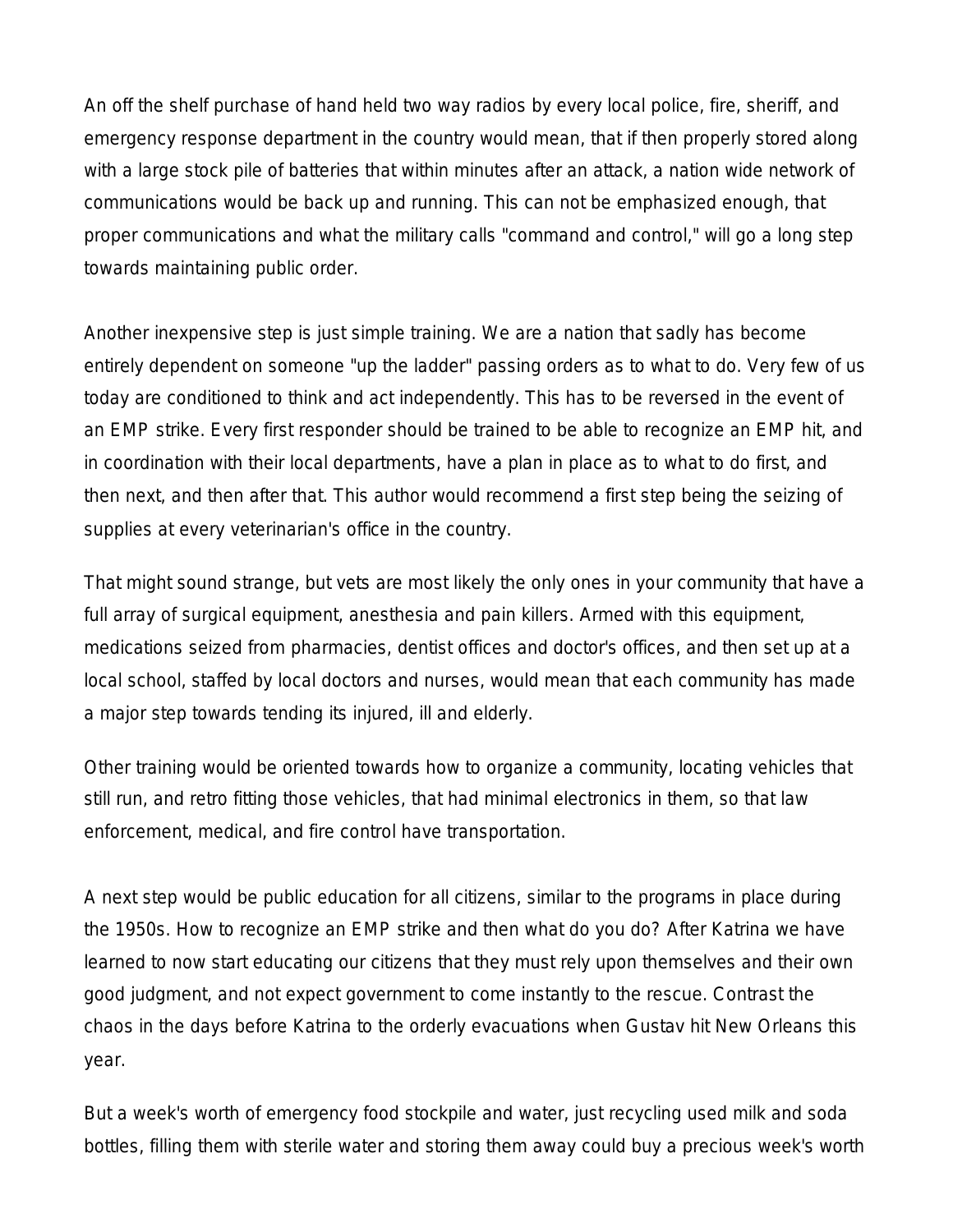An off the shelf purchase of hand held two way radios by every local police, fire, sheriff, and emergency response department in the country would mean, that if then properly stored along with a large stock pile of batteries that within minutes after an attack, a nation wide network of communications would be back up and running. This can not be emphasized enough, that proper communications and what the military calls "command and control," will go a long step towards maintaining public order.

Another inexpensive step is just simple training. We are a nation that sadly has become entirely dependent on someone "up the ladder" passing orders as to what to do. Very few of us today are conditioned to think and act independently. This has to be reversed in the event of an EMP strike. Every first responder should be trained to be able to recognize an EMP hit, and in coordination with their local departments, have a plan in place as to what to do first, and then next, and then after that. This author would recommend a first step being the seizing of supplies at every veterinarian's office in the country.

That might sound strange, but vets are most likely the only ones in your community that have a full array of surgical equipment, anesthesia and pain killers. Armed with this equipment, medications seized from pharmacies, dentist offices and doctor's offices, and then set up at a local school, staffed by local doctors and nurses, would mean that each community has made a major step towards tending its injured, ill and elderly.

Other training would be oriented towards how to organize a community, locating vehicles that still run, and retro fitting those vehicles, that had minimal electronics in them, so that law enforcement, medical, and fire control have transportation.

A next step would be public education for all citizens, similar to the programs in place during the 1950s. How to recognize an EMP strike and then what do you do? After Katrina we have learned to now start educating our citizens that they must rely upon themselves and their own good judgment, and not expect government to come instantly to the rescue. Contrast the chaos in the days before Katrina to the orderly evacuations when Gustav hit New Orleans this year.

But a week's worth of emergency food stockpile and water, just recycling used milk and soda bottles, filling them with sterile water and storing them away could buy a precious week's worth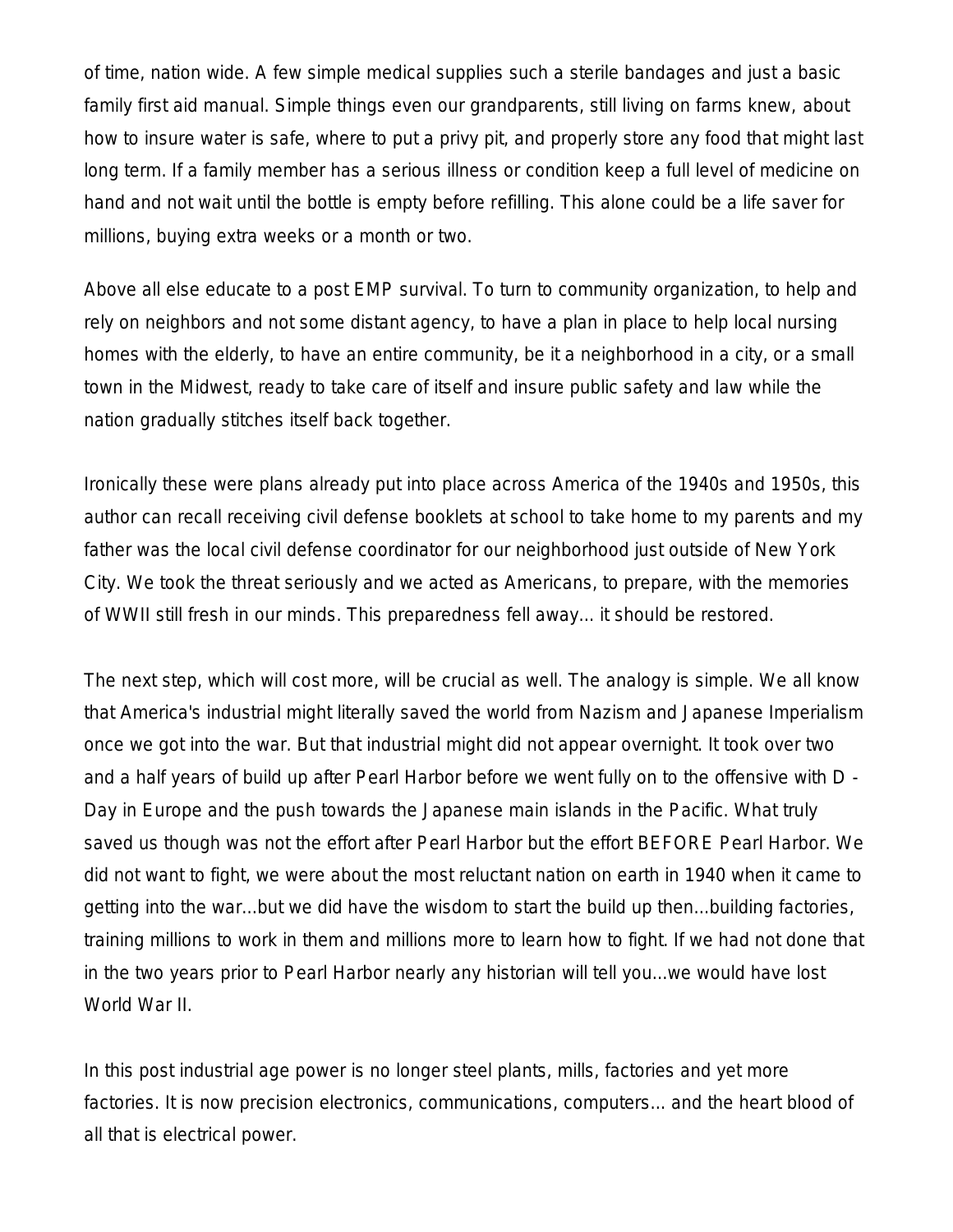of time, nation wide. A few simple medical supplies such a sterile bandages and just a basic family first aid manual. Simple things even our grandparents, still living on farms knew, about how to insure water is safe, where to put a privy pit, and properly store any food that might last long term. If a family member has a serious illness or condition keep a full level of medicine on hand and not wait until the bottle is empty before refilling. This alone could be a life saver for millions, buying extra weeks or a month or two.

Above all else educate to a post EMP survival. To turn to community organization, to help and rely on neighbors and not some distant agency, to have a plan in place to help local nursing homes with the elderly, to have an entire community, be it a neighborhood in a city, or a small town in the Midwest, ready to take care of itself and insure public safety and law while the nation gradually stitches itself back together.

Ironically these were plans already put into place across America of the 1940s and 1950s, this author can recall receiving civil defense booklets at school to take home to my parents and my father was the local civil defense coordinator for our neighborhood just outside of New York City. We took the threat seriously and we acted as Americans, to prepare, with the memories of WWII still fresh in our minds. This preparedness fell away... it should be restored.

The next step, which will cost more, will be crucial as well. The analogy is simple. We all know that America's industrial might literally saved the world from Nazism and Japanese Imperialism once we got into the war. But that industrial might did not appear overnight. It took over two and a half years of build up after Pearl Harbor before we went fully on to the offensive with D - Day in Europe and the push towards the Japanese main islands in the Pacific. What truly saved us though was not the effort after Pearl Harbor but the effort BEFORE Pearl Harbor. We did not want to fight, we were about the most reluctant nation on earth in 1940 when it came to getting into the war...but we did have the wisdom to start the build up then...building factories, training millions to work in them and millions more to learn how to fight. If we had not done that in the two years prior to Pearl Harbor nearly any historian will tell you...we would have lost World War II.

In this post industrial age power is no longer steel plants, mills, factories and yet more factories. It is now precision electronics, communications, computers... and the heart blood of all that is electrical power.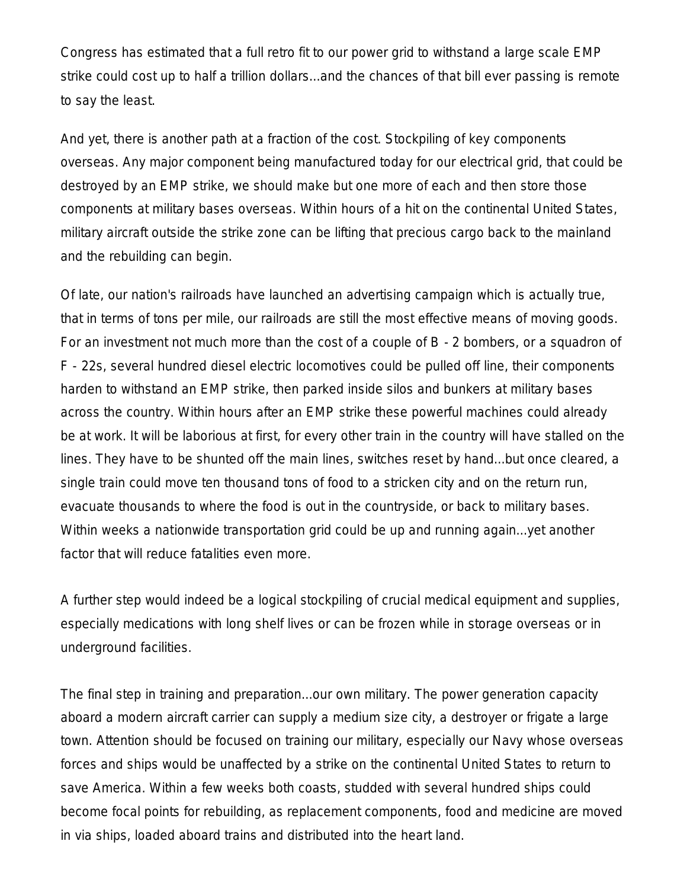Congress has estimated that a full retro fit to our power grid to withstand a large scale EMP strike could cost up to half a trillion dollars...and the chances of that bill ever passing is remote to say the least.

And yet, there is another path at a fraction of the cost. Stockpiling of key components overseas. Any major component being manufactured today for our electrical grid, that could be destroyed by an EMP strike, we should make but one more of each and then store those components at military bases overseas. Within hours of a hit on the continental United States, military aircraft outside the strike zone can be lifting that precious cargo back to the mainland and the rebuilding can begin.

Of late, our nation's railroads have launched an advertising campaign which is actually true, that in terms of tons per mile, our railroads are still the most effective means of moving goods. For an investment not much more than the cost of a couple of B - 2 bombers, or a squadron of F - 22s, several hundred diesel electric locomotives could be pulled off line, their components harden to withstand an EMP strike, then parked inside silos and bunkers at military bases across the country. Within hours after an EMP strike these powerful machines could already be at work. It will be laborious at first, for every other train in the country will have stalled on the lines. They have to be shunted off the main lines, switches reset by hand...but once cleared, a single train could move ten thousand tons of food to a stricken city and on the return run, evacuate thousands to where the food is out in the countryside, or back to military bases. Within weeks a nationwide transportation grid could be up and running again...yet another factor that will reduce fatalities even more.

A further step would indeed be a logical stockpiling of crucial medical equipment and supplies, especially medications with long shelf lives or can be frozen while in storage overseas or in underground facilities.

The final step in training and preparation...our own military. The power generation capacity aboard a modern aircraft carrier can supply a medium size city, a destroyer or frigate a large town. Attention should be focused on training our military, especially our Navy whose overseas forces and ships would be unaffected by a strike on the continental United States to return to save America. Within a few weeks both coasts, studded with several hundred ships could become focal points for rebuilding, as replacement components, food and medicine are moved in via ships, loaded aboard trains and distributed into the heart land.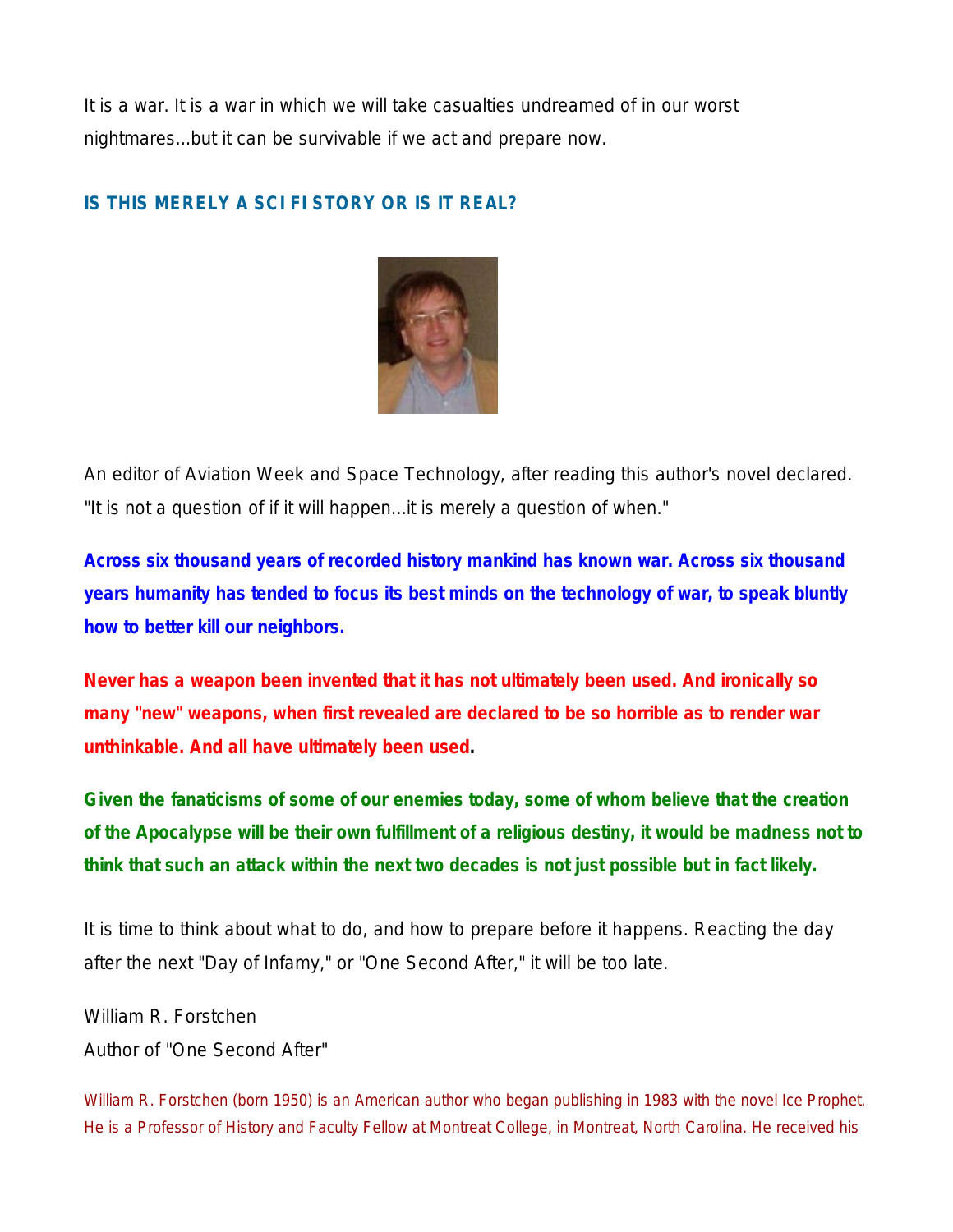It is a war. It is a war in which we will take casualties undreamed of in our worst nightmares...but it can be survivable if we act and prepare now.

## IS THIS MERELY A SCI FI STORY OR IS IT REAL?

An editor of Aviation Week and Space Technology, after reading this author's novel declared. "It is not a question of if it will happen...it is merely a question of when."

**Across six thousand years of recorded history mankind has known war. Across six thousand years humanity has tended to focus its best minds on the technology of war, to speak bluntly how to better kill our neighbors.**

**Never has a weapon been invented that it has not ultimately been used. And ironically so many "new" weapons, when first revealed are declared to be so horrible as to render war unthinkable. And all have ultimately been used.**

**Given the fanaticisms of some of our enemies today, some of whom believe that the creation of the Apocalypse will be their own fulfillment of a religious destiny, it would be madness not to think that such an attack within the next two decades is not just possible but in fact likely.**

It is time to think about what to do, and how to prepare before it happens. Reacting the day after the next "Day of Infamy," or "One Second After," it will be too late.

William R. Forstchen
Author of "One Second After"

William R. Forstchen (born 1950) is an American author who began publishing in 1983 with the novel Ice Prophet. He is a Professor of History and Faculty Fellow at Montreat College, in Montreat, North Carolina. He received his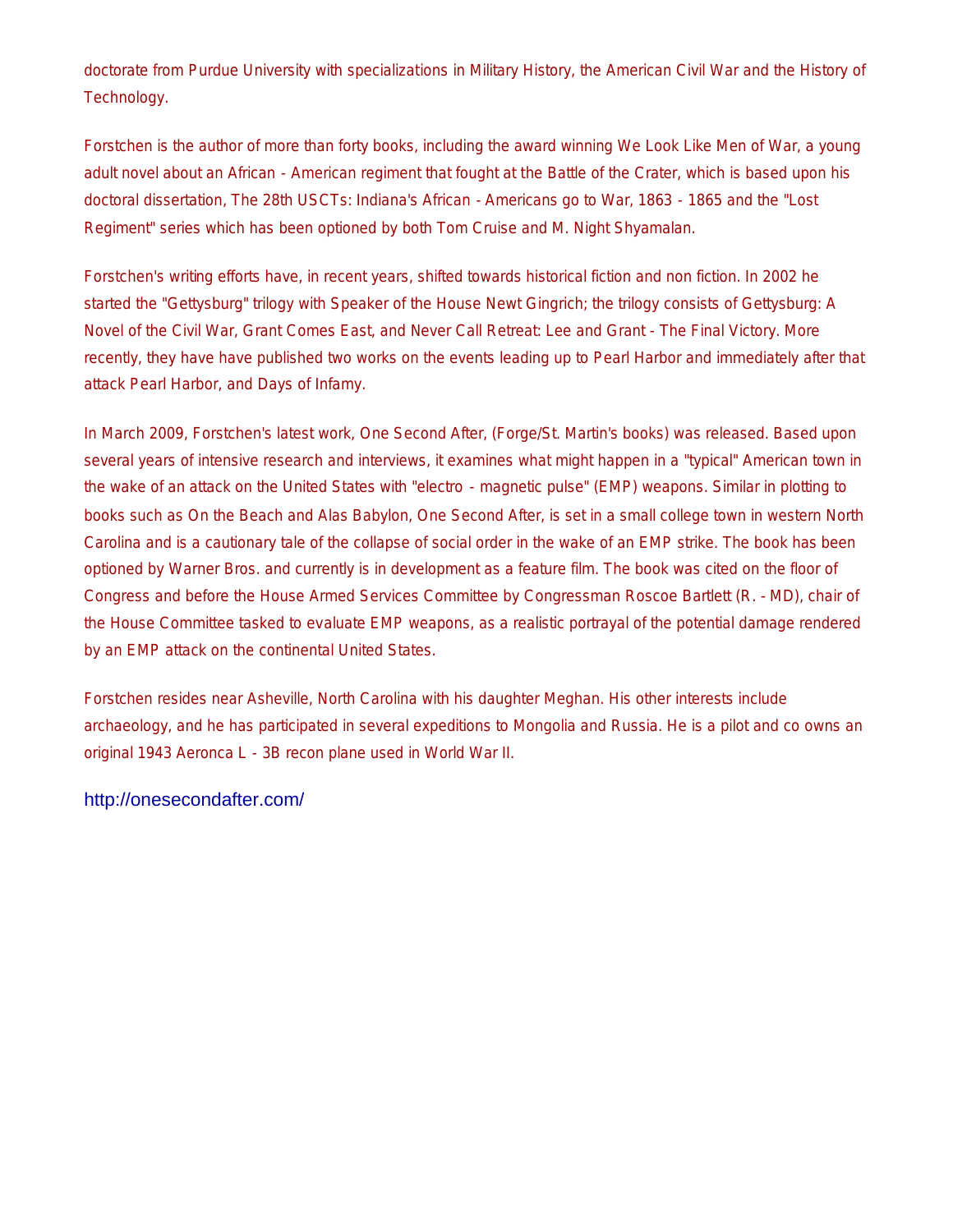doctorate from Purdue University with specializations in Military History, the American Civil War and the History of Technology.

Forstchen is the author of more than forty books, including the award winning We Look Like Men of War, a young adult novel about an African - American regiment that fought at the Battle of the Crater, which is based upon his doctoral dissertation, The 28th USCTs: Indiana's African - Americans go to War, 1863 - 1865 and the "Lost Regiment" series which has been optioned by both Tom Cruise and M. Night Shyamalan.

Forstchen's writing efforts have, in recent years, shifted towards historical fiction and non fiction. In 2002 he started the "Gettysburg" trilogy with Speaker of the House Newt Gingrich; the trilogy consists of Gettysburg: A Novel of the Civil War, Grant Comes East, and Never Call Retreat: Lee and Grant - The Final Victory. More recently, they have have published two works on the events leading up to Pearl Harbor and immediately after that attack Pearl Harbor, and Days of Infamy.

In March 2009, Forstchen's latest work, One Second After, (Forge/St. Martin's books) was released. Based upon several years of intensive research and interviews, it examines what might happen in a "typical" American town in the wake of an attack on the United States with "electro - magnetic pulse" (EMP) weapons. Similar in plotting to books such as On the Beach and Alas Babylon, One Second After, is set in a small college town in western North Carolina and is a cautionary tale of the collapse of social order in the wake of an EMP strike. The book has been optioned by Warner Bros. and currently is in development as a feature film. The book was cited on the floor of Congress and before the House Armed Services Committee by Congressman Roscoe Bartlett (R. - MD), chair of the House Committee tasked to evaluate EMP weapons, as a realistic portrayal of the potential damage rendered by an EMP attack on the continental United States.

Forstchen resides near Asheville, North Carolina with his daughter Meghan. His other interests include archaeology, and he has participated in several expeditions to Mongolia and Russia. He is a pilot and co owns an original 1943 Aeronca L - 3B recon plane used in World War II.

http://onesecondafter.com/